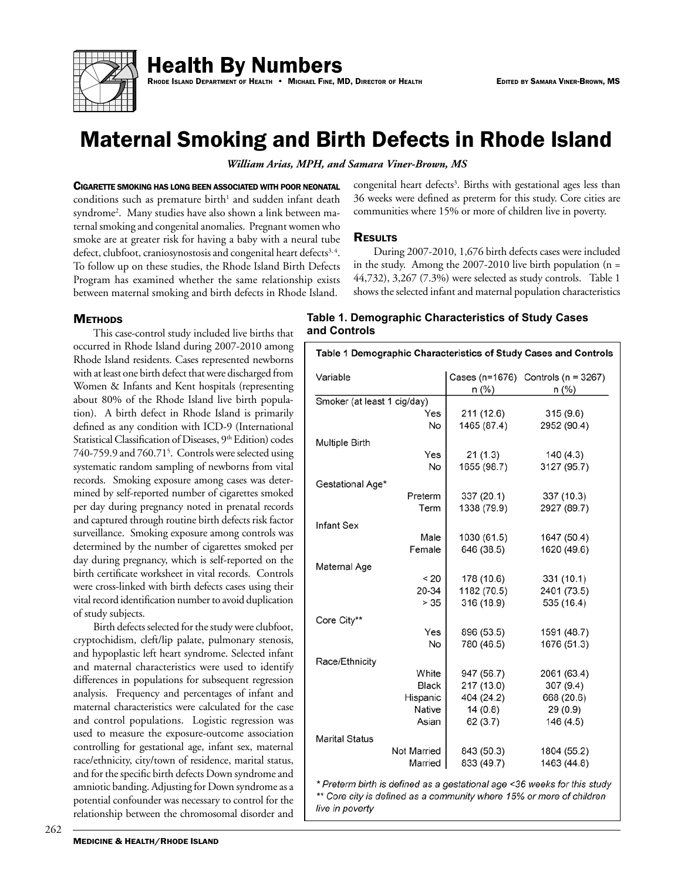# Health By Numbers

Rhode Island Department of Health • Michael Fine, MD, Director of Health

Edited by Samara Viner-Brown, MS

# Maternal Smoking and Birth Defects in Rhode Island

*William Arias, MPH, and Samara Viner-Brown, MS*

Cigarette smoking has long been associated with poor neonatal conditions such as premature birth[1] and sudden infant death syndrome[2]. Many studies have also shown a link between maternal smoking and congenital anomalies. Pregnant women who smoke are at greater risk for having a baby with a neural tube defect, clubfoot, craniosynostosis and congenital heart defects[3, 4]. To follow up on these studies, the Rhode Island Birth Defects Program has examined whether the same relationship exists between maternal smoking and birth defects in Rhode Island.

## Methods

This case-control study included live births that occurred in Rhode Island during 2007-2010 among Rhode Island residents. Cases represented newborns with at least one birth defect that were discharged from Women & Infants and Kent hospitals (representing about 80% of the Rhode Island live birth population). A birth defect in Rhode Island is primarily defined as any condition with ICD-9 (International Statistical Classification of Diseases, 9th Edition) codes 740-759.9 and 760.71[5]. Controls were selected using systematic random sampling of newborns from vital records. Smoking exposure among cases was determined by self-reported number of cigarettes smoked per day during pregnancy noted in prenatal records and captured through routine birth defects risk factor surveillance. Smoking exposure among controls was determined by the number of cigarettes smoked per day during pregnancy, which is self-reported on the birth certificate worksheet in vital records. Controls were cross-linked with birth defects cases using their vital record identification number to avoid duplication of study subjects.

Birth defects selected for the study were clubfoot, cryptochidism, cleft/lip palate, pulmonary stenosis, and hypoplastic left heart syndrome. Selected infant and maternal characteristics were used to identify differences in populations for subsequent regression analysis. Frequency and percentages of infant and maternal characteristics were calculated for the case and control populations. Logistic regression was used to measure the exposure-outcome association controlling for gestational age, infant sex, maternal race/ethnicity, city/town of residence, marital status, and for the specific birth defects Down syndrome and amniotic banding. Adjusting for Down syndrome as a potential confounder was necessary to control for the relationship between the chromosomal disorder and congenital heart defects[3]. Births with gestational ages less than 36 weeks were defined as preterm for this study. Core cities are communities where 15% or more of children live in poverty.

## Results

During 2007-2010, 1,676 birth defects cases were included in the study. Among the 2007-2010 live birth population (n = 44,732), 3,267 (7.3%) were selected as study controls. Table 1 shows the selected infant and maternal population characteristics

**Table 1. Demographic Characteristics of Study Cases and Controls**

| Variable | | Cases (n=1676) n (%) | Controls (n = 3267) n (%) |
|---|---|---|---|
| Smoker (at least 1 cig/day) | | | |
| | Yes | 211 (12.6) | 315 (9.6) |
| | No | 1465 (87.4) | 2952 (90.4) |
| Multiple Birth | | | |
| | Yes | 21 (1.3) | 140 (4.3) |
| | No | 1655 (98.7) | 3127 (95.7) |
| Gestational Age* | | | |
| | Preterm | 337 (20.1) | 337 (10.3) |
| | Term | 1338 (79.9) | 2927 (89.7) |
| Infant Sex | | | |
| | Male | 1030 (61.5) | 1647 (50.4) |
| | Female | 646 (38.5) | 1620 (49.6) |
| Maternal Age | | | |
| | < 20 | 178 (10.6) | 331 (10.1) |
| | 20-34 | 1182 (70.5) | 2401 (73.5) |
| | > 35 | 316 (18.9) | 535 (16.4) |
| Core City** | | | |
| | Yes | 896 (53.5) | 1591 (48.7) |
| | No | 780 (46.5) | 1676 (51.3) |
| Race/Ethnicity | | | |
| | White | 947 (56.7) | 2061 (63.4) |
| | Black | 217 (13.0) | 307 (9.4) |
| | Hispanic | 404 (24.2) | 668 (20.6) |
| | Native | 14 (0.8) | 29 (0.9) |
| | Asian | 62 (3.7) | 146 (4.5) |
| Marital Status | | | |
| | Not Married | 843 (50.3) | 1804 (55.2) |
| | Married | 833 (49.7) | 1463 (44.8) |

*\* Preterm birth is defined as a gestational age <36 weeks for this study*
*\*\* Core city is defined as a community where 15% or more of children live in poverty*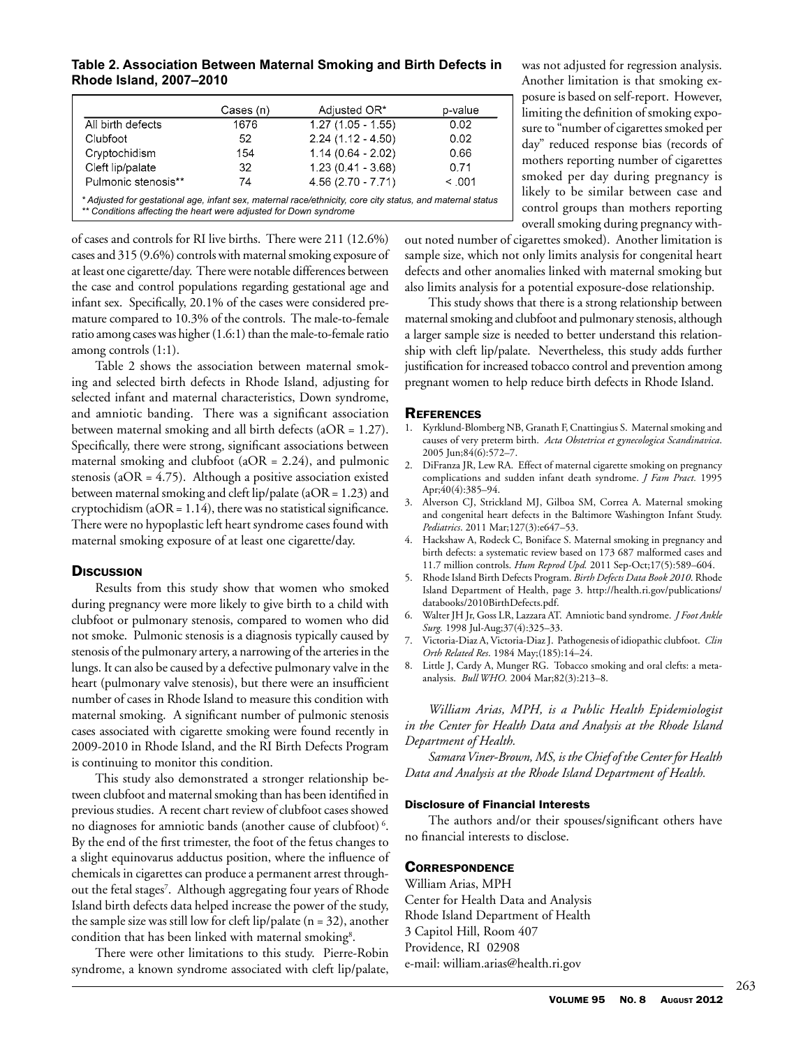**Table 2. Association Between Maternal Smoking and Birth Defects in Rhode Island, 2007–2010**

| | Cases (n) | Adjusted OR* | p-value |
|---|---|---|---|
| All birth defects | 1676 | 1.27 (1.05 - 1.55) | 0.02 |
| Clubfoot | 52 | 2.24 (1.12 - 4.50) | 0.02 |
| Cryptochidism | 154 | 1.14 (0.64 - 2.02) | 0.66 |
| Cleft lip/palate | 32 | 1.23 (0.41 - 3.68) | 0.71 |
| Pulmonic stenosis** | 74 | 4.56 (2.70 - 7.71) | < .001 |

*\* Adjusted for gestational age, infant sex, maternal race/ethnicity, core city status, and maternal status*
*\*\* Conditions affecting the heart were adjusted for Down syndrome*

of cases and controls for RI live births. There were 211 (12.6%) cases and 315 (9.6%) controls with maternal smoking exposure of at least one cigarette/day. There were notable differences between the case and control populations regarding gestational age and infant sex. Specifically, 20.1% of the cases were considered premature compared to 10.3% of the controls. The male-to-female ratio among cases was higher (1.6:1) than the male-to-female ratio among controls (1:1).

Table 2 shows the association between maternal smoking and selected birth defects in Rhode Island, adjusting for selected infant and maternal characteristics, Down syndrome, and amniotic banding. There was a significant association between maternal smoking and all birth defects (aOR = 1.27). Specifically, there were strong, significant associations between maternal smoking and clubfoot (aOR = 2.24), and pulmonic stenosis (aOR = 4.75). Although a positive association existed between maternal smoking and cleft lip/palate (aOR = 1.23) and cryptochidism (aOR = 1.14), there was no statistical significance. There were no hypoplastic left heart syndrome cases found with maternal smoking exposure of at least one cigarette/day.

## Discussion

Results from this study show that women who smoked during pregnancy were more likely to give birth to a child with clubfoot or pulmonary stenosis, compared to women who did not smoke. Pulmonic stenosis is a diagnosis typically caused by stenosis of the pulmonary artery, a narrowing of the arteries in the lungs. It can also be caused by a defective pulmonary valve in the heart (pulmonary valve stenosis), but there were an insufficient number of cases in Rhode Island to measure this condition with maternal smoking. A significant number of pulmonic stenosis cases associated with cigarette smoking were found recently in 2009-2010 in Rhode Island, and the RI Birth Defects Program is continuing to monitor this condition.

This study also demonstrated a stronger relationship between clubfoot and maternal smoking than has been identified in previous studies. A recent chart review of clubfoot cases showed no diagnoses for amniotic bands (another cause of clubfoot)[6]. By the end of the first trimester, the foot of the fetus changes to a slight equinovarus adductus position, where the influence of chemicals in cigarettes can produce a permanent arrest throughout the fetal stages[7]. Although aggregating four years of Rhode Island birth defects data helped increase the power of the study, the sample size was still low for cleft lip/palate (n = 32), another condition that has been linked with maternal smoking[8].

There were other limitations to this study. Pierre-Robin syndrome, a known syndrome associated with cleft lip/palate, was not adjusted for regression analysis. Another limitation is that smoking exposure is based on self-report. However, limiting the definition of smoking exposure to "number of cigarettes smoked per day" reduced response bias (records of mothers reporting number of cigarettes smoked per day during pregnancy is likely to be similar between case and control groups than mothers reporting overall smoking during pregnancy without noted number of cigarettes smoked). Another limitation is sample size, which not only limits analysis for congenital heart defects and other anomalies linked with maternal smoking but also limits analysis for a potential exposure-dose relationship.

This study shows that there is a strong relationship between maternal smoking and clubfoot and pulmonary stenosis, although a larger sample size is needed to better understand this relationship with cleft lip/palate. Nevertheless, this study adds further justification for increased tobacco control and prevention among pregnant women to help reduce birth defects in Rhode Island.

## References

1. Kyrklund-Blomberg NB, Granath F, Cnattingius S. Maternal smoking and causes of very preterm birth. *Acta Obstetrica et gynecologica Scandinavica*. 2005 Jun;84(6):572–7.
2. DiFranza JR, Lew RA. Effect of maternal cigarette smoking on pregnancy complications and sudden infant death syndrome. *J Fam Pract.* 1995 Apr;40(4):385–94.
3. Alverson CJ, Strickland MJ, Gilboa SM, Correa A. Maternal smoking and congenital heart defects in the Baltimore Washington Infant Study. *Pediatrics*. 2011 Mar;127(3):e647–53.
4. Hackshaw A, Rodeck C, Boniface S. Maternal smoking in pregnancy and birth defects: a systematic review based on 173 687 malformed cases and 11.7 million controls. *Hum Reprod Upd.* 2011 Sep-Oct;17(5):589–604.
5. Rhode Island Birth Defects Program. *Birth Defects Data Book 2010*. Rhode Island Department of Health, page 3. http://health.ri.gov/publications/databooks/2010BirthDefects.pdf.
6. Walter JH Jr, Goss LR, Lazzara AT. Amniotic band syndrome. *J Foot Ankle Surg.* 1998 Jul-Aug;37(4):325–33.
7. Victoria-Diaz A, Victoria-Diaz J. Pathogenesis of idiopathic clubfoot. *Clin Orth Related Res*. 1984 May;(185):14–24.
8. Little J, Cardy A, Munger RG. Tobacco smoking and oral clefts: a meta-analysis. *Bull WHO.* 2004 Mar;82(3):213–8.

*William Arias, MPH, is a Public Health Epidemiologist in the Center for Health Data and Analysis at the Rhode Island Department of Health.*

*Samara Viner-Brown, MS, is the Chief of the Center for Health Data and Analysis at the Rhode Island Department of Health.*

### Disclosure of Financial Interests

The authors and/or their spouses/significant others have no financial interests to disclose.

## Correspondence

William Arias, MPH
Center for Health Data and Analysis
Rhode Island Department of Health
3 Capitol Hill, Room 407
Providence, RI 02908
e-mail: william.arias@health.ri.gov